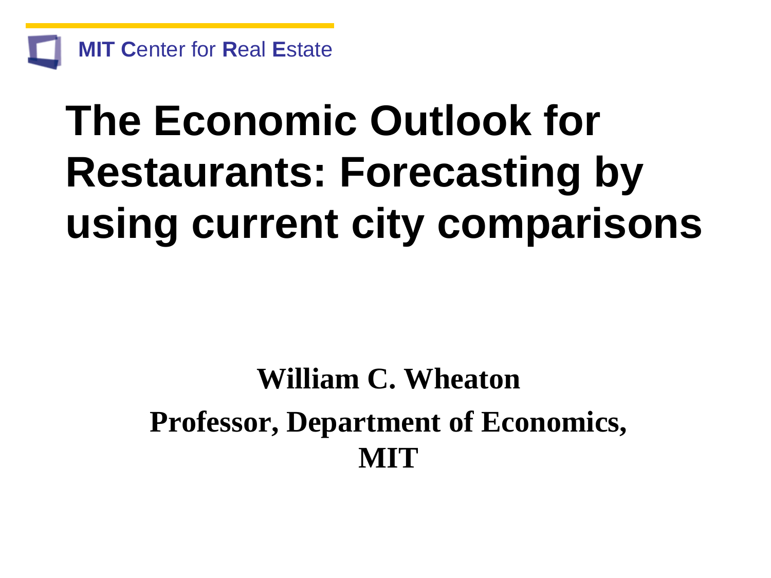MIT Center for Real Estate

# The Economic Outlook for Restaurants: Forecasting by using current city comparisons

**William C. Wheaton**

**Professor, Department of Economics, MIT**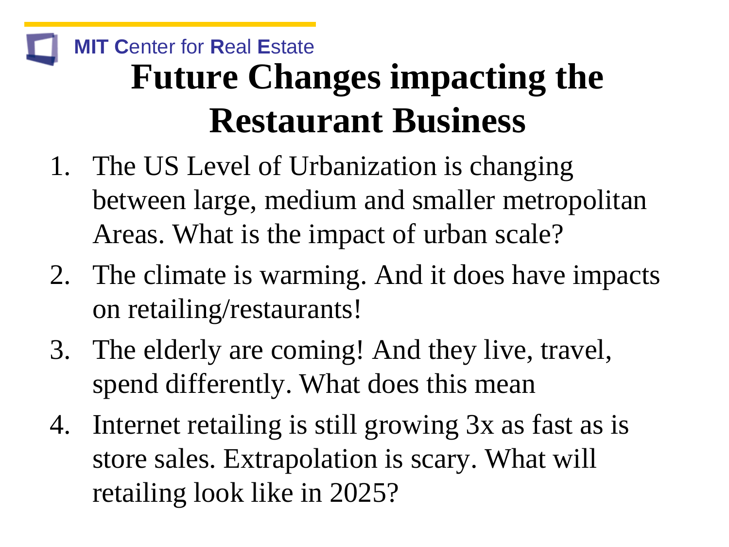# Future Changes impacting the Restaurant Business

1. The US Level of Urbanization is changing between large, medium and smaller metropolitan Areas. What is the impact of urban scale?
2. The climate is warming. And it does have impacts on retailing/restaurants!
3. The elderly are coming! And they live, travel, spend differently. What does this mean
4. Internet retailing is still growing 3x as fast as is store sales. Extrapolation is scary. What will retailing look like in 2025?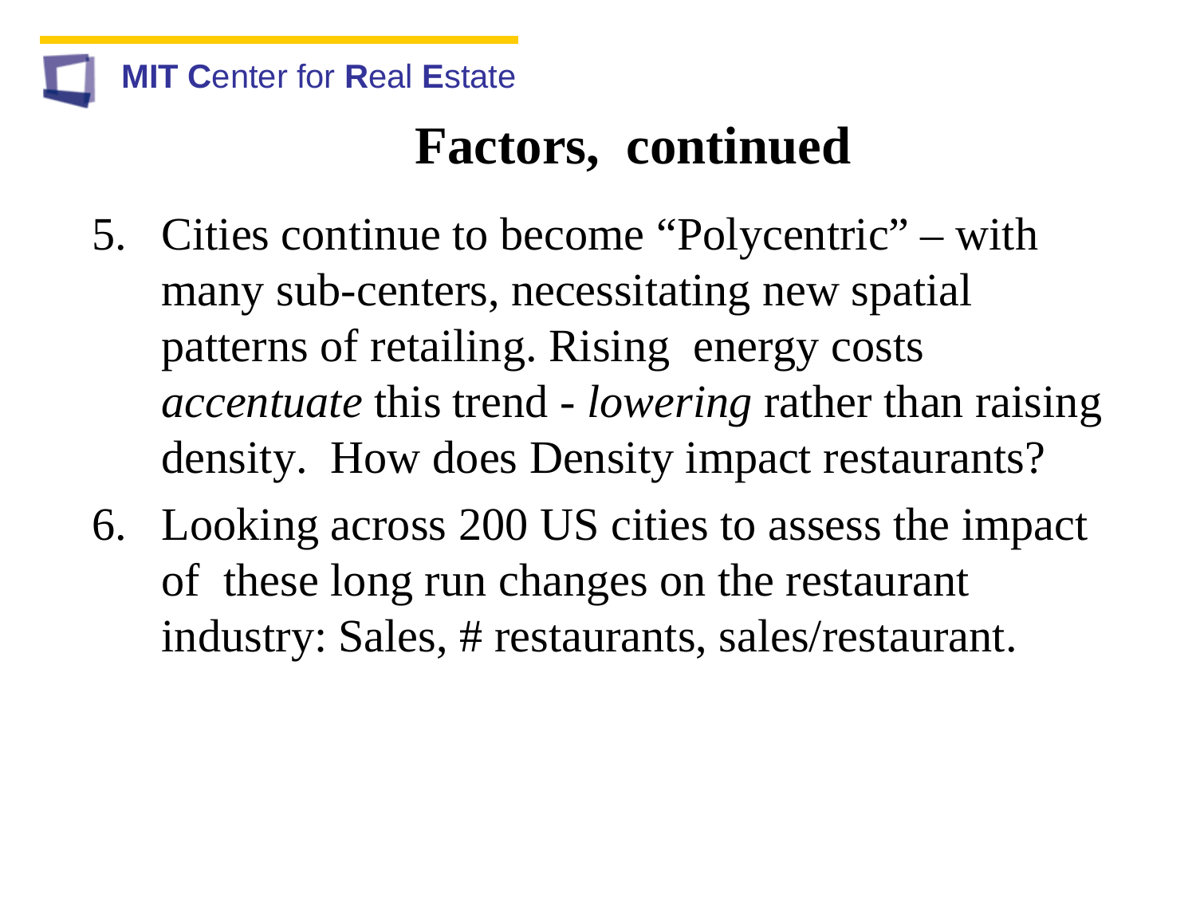# Factors, continued

5. Cities continue to become "Polycentric" – with many sub-centers, necessitating new spatial patterns of retailing. Rising energy costs *accentuate* this trend - *lowering* rather than raising density. How does Density impact restaurants?
6. Looking across 200 US cities to assess the impact of these long run changes on the restaurant industry: Sales, # restaurants, sales/restaurant.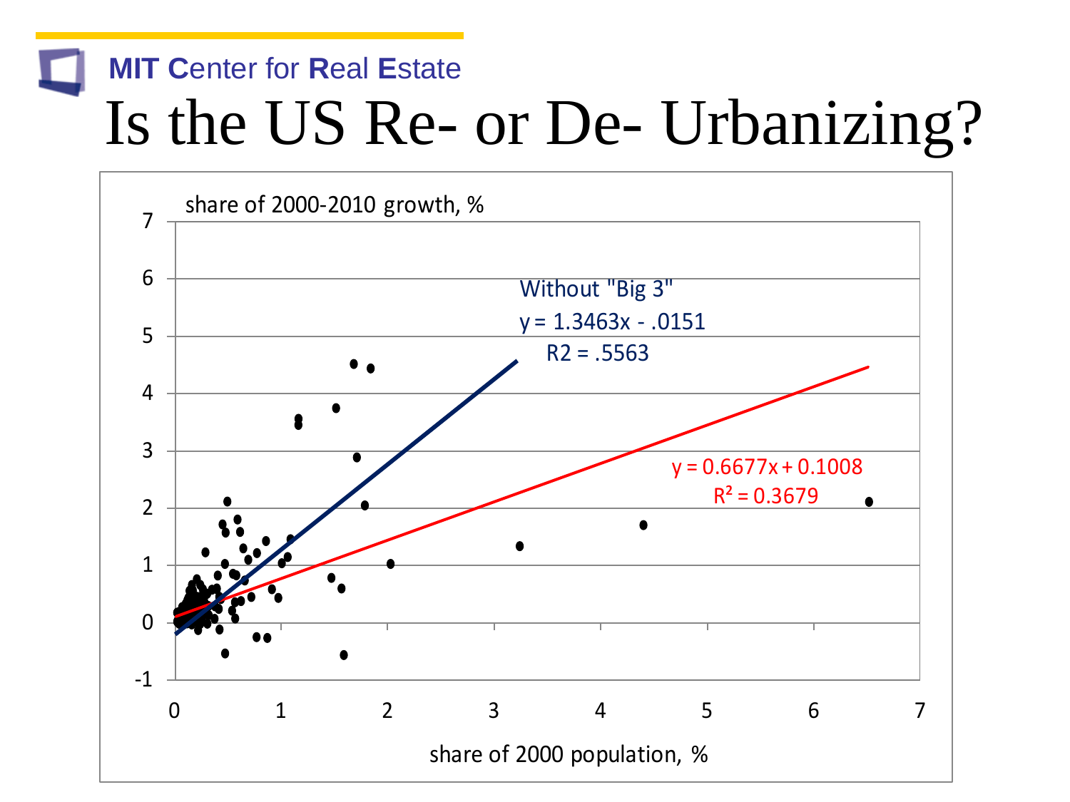MIT Center for Real Estate

# Is the US Re- or De- Urbanizing?

share of 2000-2010 growth, %

Without "Big 3"
$y = 1.3463x - .0151$
$R2 = .5563$

$y = 0.6677x + 0.1008$
$R^2 = 0.3679$

share of 2000 population, %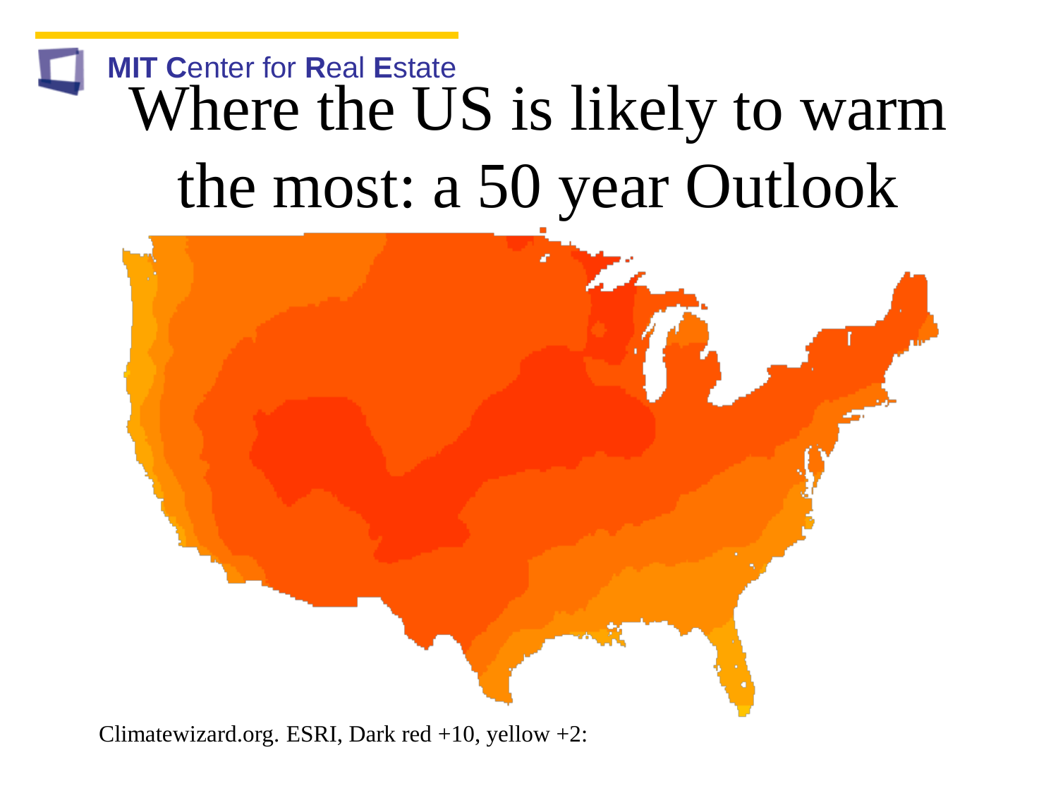# Where the US is likely to warm the most: a 50 year Outlook

Climatewizard.org. ESRI, Dark red +10, yellow +2: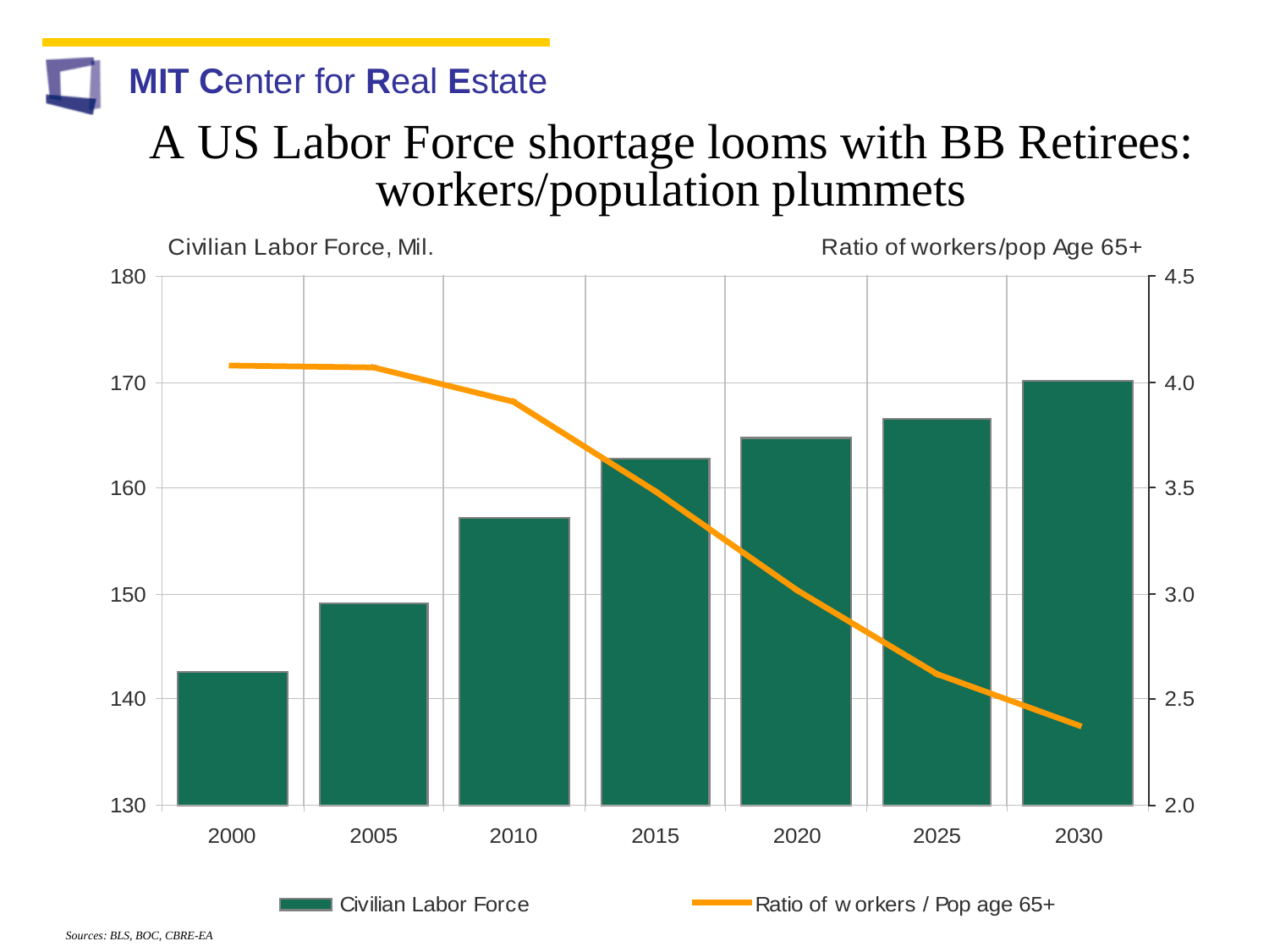**MIT C**enter for **R**eal **E**state

# A US Labor Force shortage looms with BB Retirees: workers/population plummets

Civilian Labor Force, Mil.

Ratio of workers/pop Age 65+

| Year | Civilian Labor Force (Mil.) | Ratio of workers / Pop age 65+ |
|---|---|---|
| 2000 | 142.6 | 4.08 |
| 2005 | 149.1 | 4.07 |
| 2010 | 157.2 | 3.91 |
| 2015 | 162.8 | 3.48 |
| 2020 | 164.8 | 3.01 |
| 2025 | 166.6 | 2.62 |
| 2030 | 170.2 | 2.37 |

Civilian Labor Force — Ratio of workers / Pop age 65+

*Sources: BLS, BOC, CBRE-EA*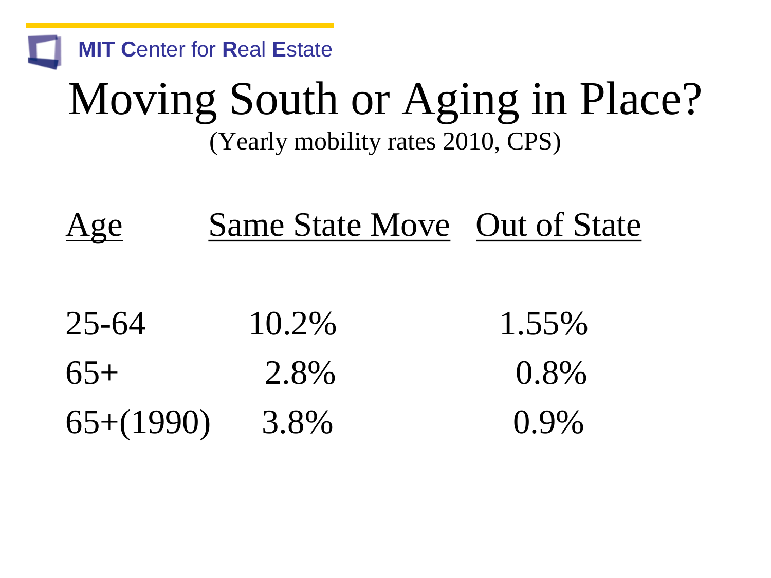# Moving South or Aging in Place?

(Yearly mobility rates 2010, CPS)

| Age | Same State Move | Out of State |
| --- | --- | --- |
| 25-64 | 10.2% | 1.55% |
| 65+ | 2.8% | 0.8% |
| 65+(1990) | 3.8% | 0.9% |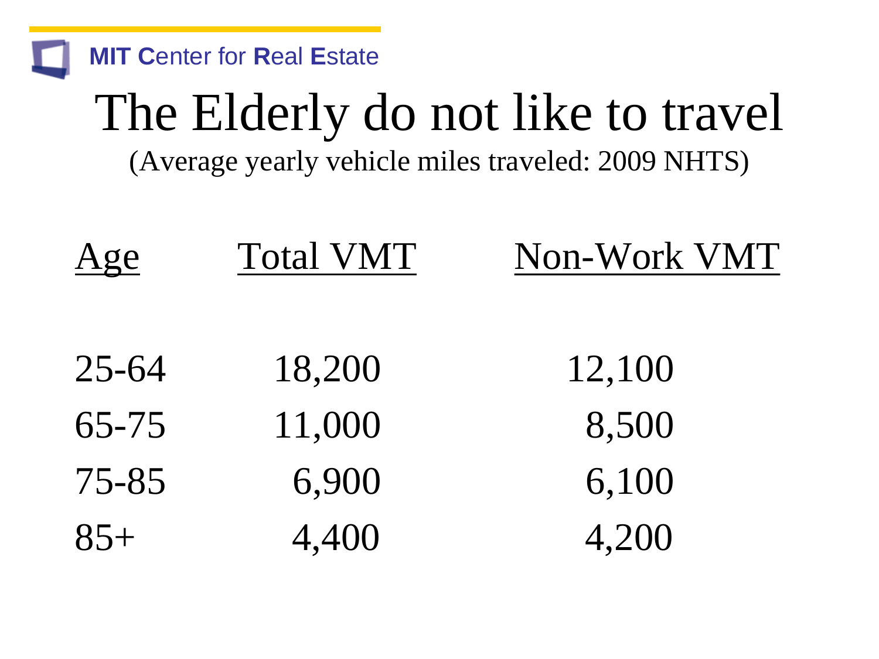# The Elderly do not like to travel

(Average yearly vehicle miles traveled: 2009 NHTS)

| Age | Total VMT | Non-Work VMT |
|---|---|---|
| 25-64 | 18,200 | 12,100 |
| 65-75 | 11,000 | 8,500 |
| 75-85 | 6,900 | 6,100 |
| 85+ | 4,400 | 4,200 |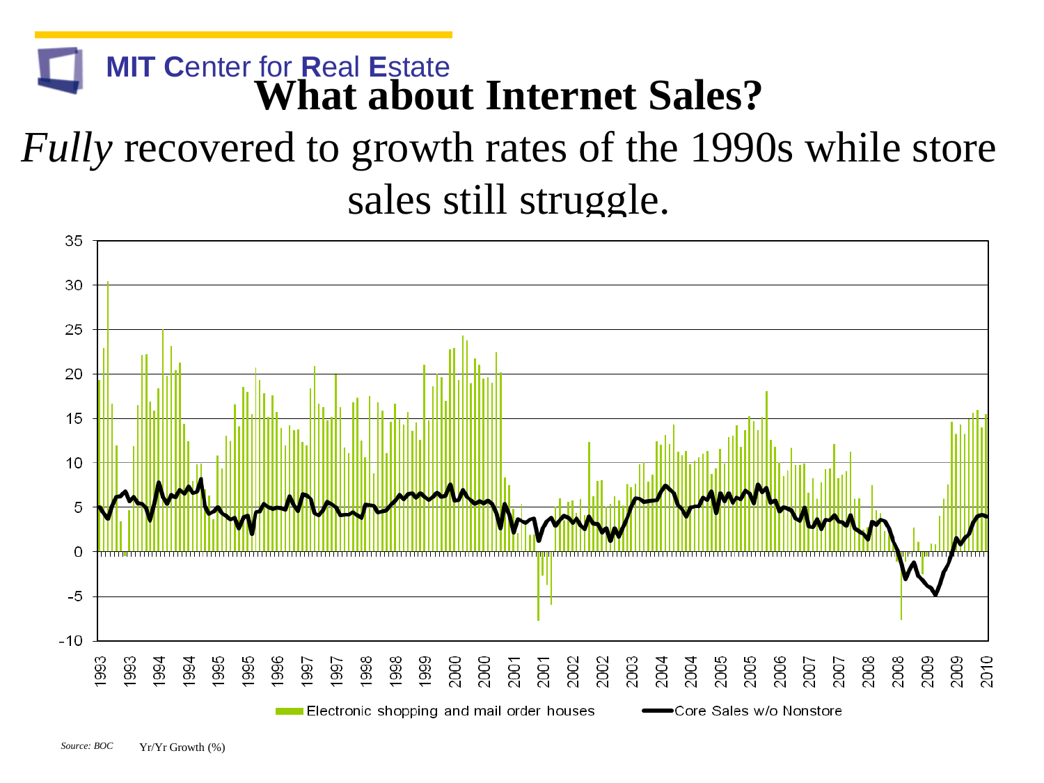MIT Center for Real Estate

# What about Internet Sales?

*Fully* recovered to growth rates of the 1990s while store sales still struggle.

Electronic shopping and mail order houses — Core Sales w/o Nonstore

*Source: BOC* Yr/Yr Growth (%)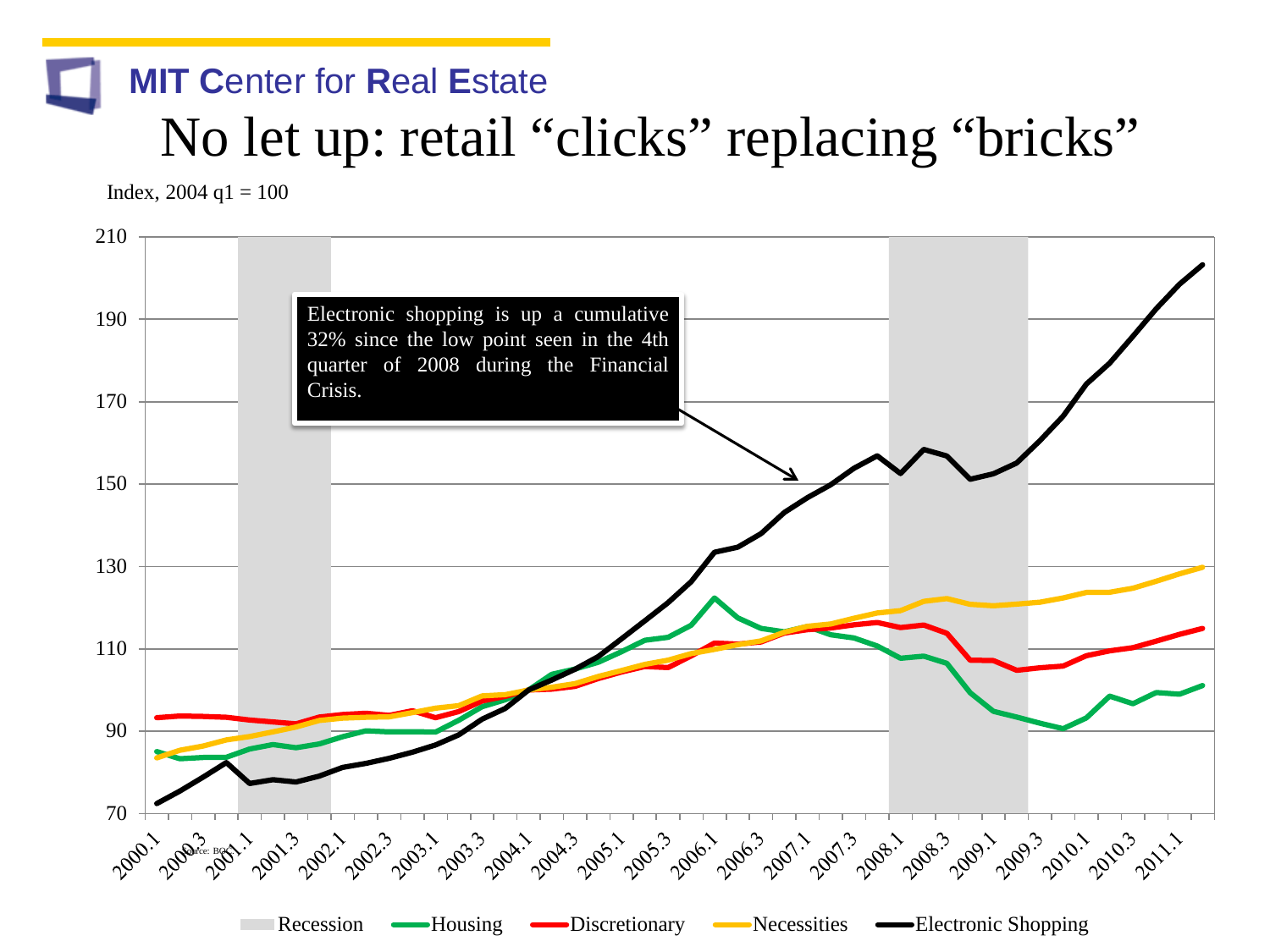MIT Center for Real Estate

# No let up: retail "clicks" replacing "bricks"

Index, 2004 q1 = 100

Electronic shopping is up a cumulative 32% since the low point seen in the 4th quarter of 2008 during the Financial Crisis.

Source: BOC

Recession | Housing | Discretionary | Necessities | Electronic Shopping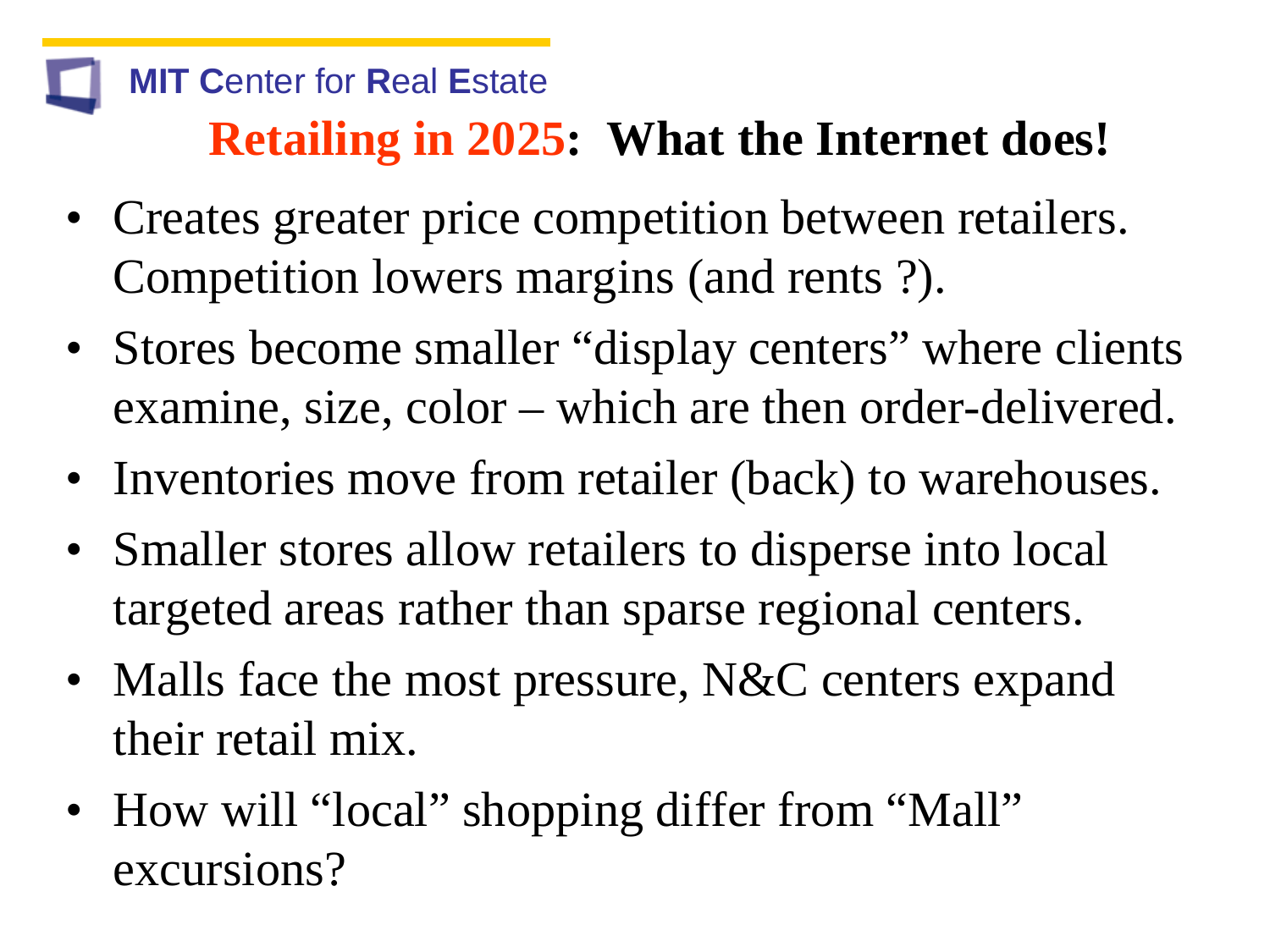## Retailing in 2025: What the Internet does!

- Creates greater price competition between retailers. Competition lowers margins (and rents ?).
- Stores become smaller "display centers" where clients examine, size, color – which are then order-delivered.
- Inventories move from retailer (back) to warehouses.
- Smaller stores allow retailers to disperse into local targeted areas rather than sparse regional centers.
- Malls face the most pressure, N&C centers expand their retail mix.
- How will "local" shopping differ from "Mall" excursions?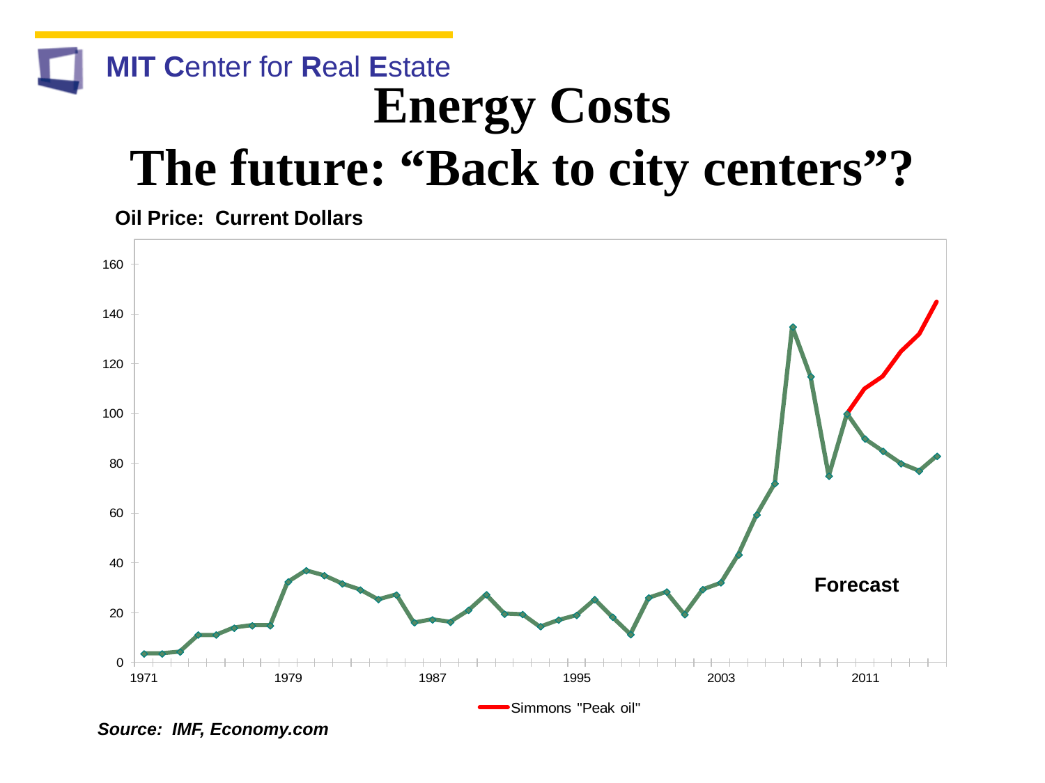MIT Center for Real Estate

# Energy Costs

# The future: "Back to city centers"?

**Oil Price: Current Dollars**

Forecast

Simmons "Peak oil"

***Source: IMF, Economy.com***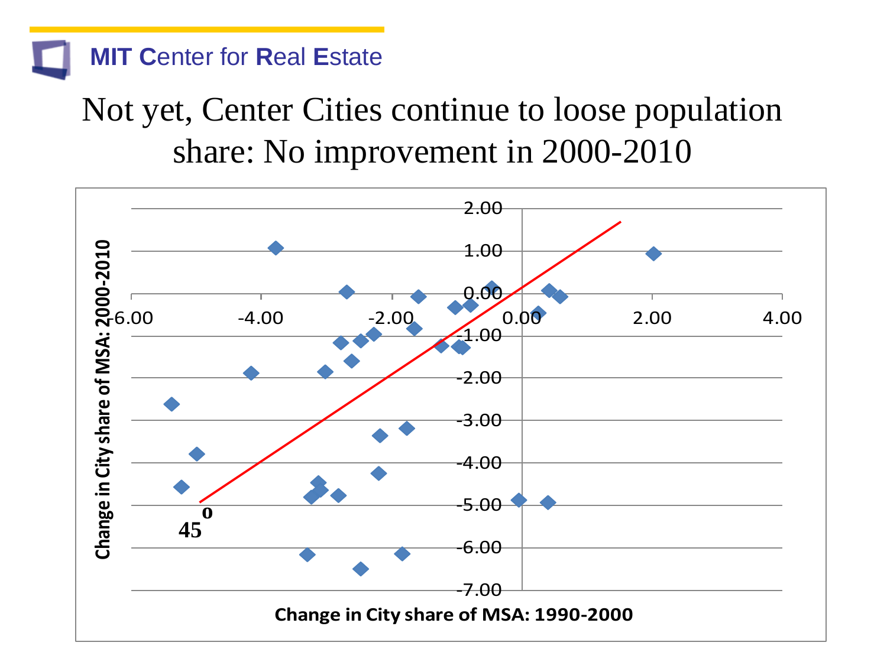# Not yet, Center Cities continue to loose population share: No improvement in 2000-2010

Change in City share of MSA: 2000-2010

2.00
1.00
0.00
-1.00
-2.00
-3.00
-4.00
-5.00
-6.00
-7.00

-6.00 -4.00 -2.00 0.00 2.00 4.00

$45^{0}$

Change in City share of MSA: 1990-2000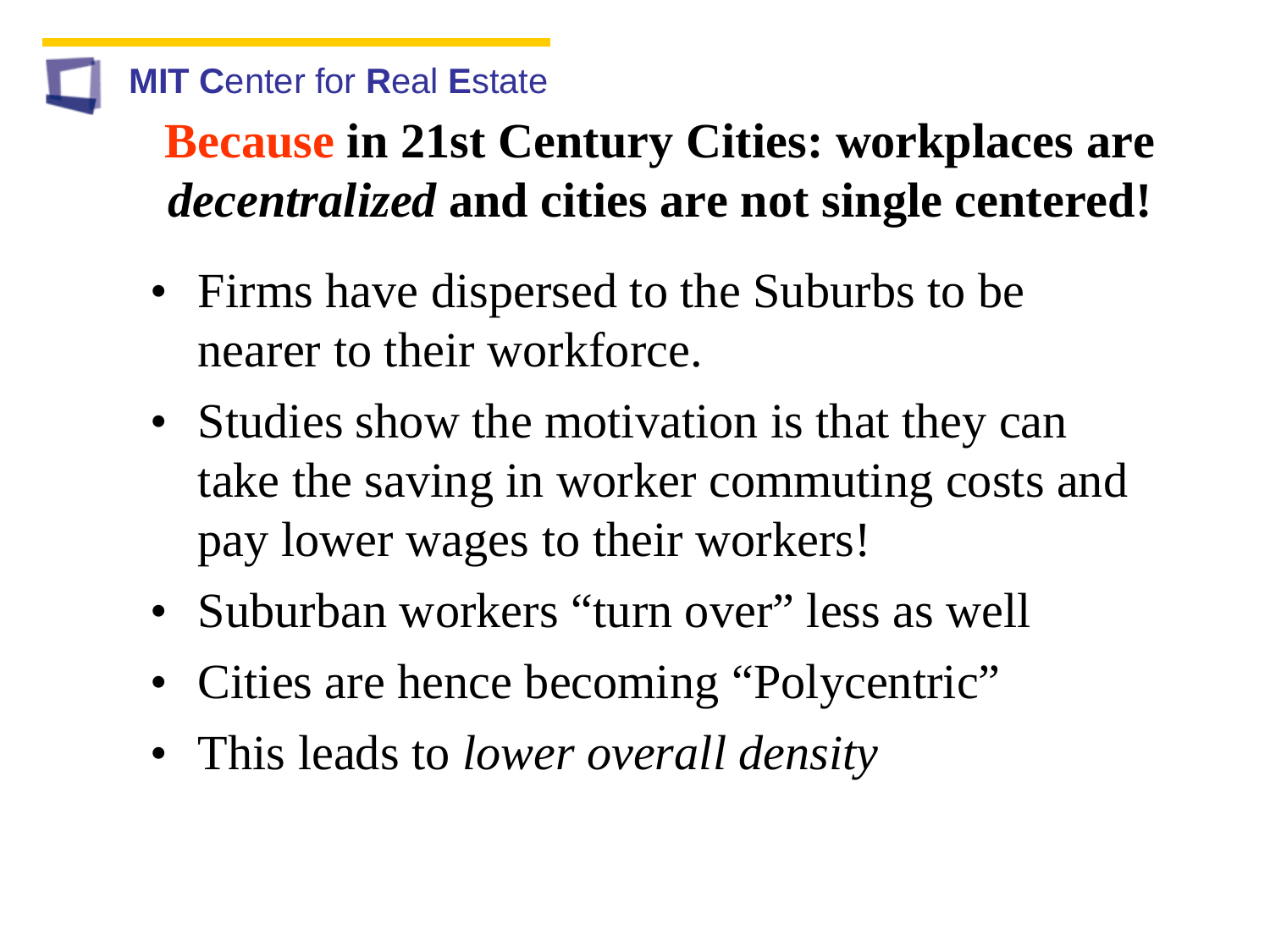## **Because in 21st Century Cities: workplaces are *decentralized* and cities are not single centered!**

- Firms have dispersed to the Suburbs to be nearer to their workforce.
- Studies show the motivation is that they can take the saving in worker commuting costs and pay lower wages to their workers!
- Suburban workers “turn over” less as well
- Cities are hence becoming “Polycentric”
- This leads to *lower overall density*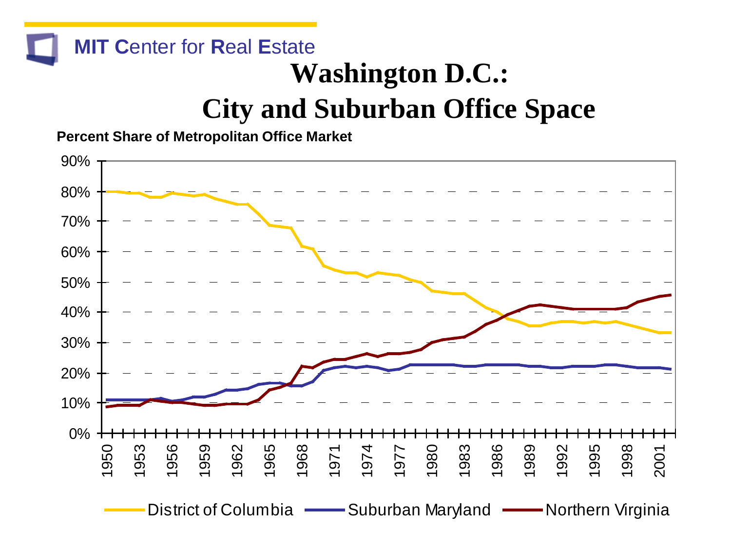MIT Center for Real Estate

# Washington D.C.: City and Suburban Office Space

**Percent Share of Metropolitan Office Market**

90%
80%
70%
60%
50%
40%
30%
20%
10%
0%

1950 1953 1956 1959 1962 1965 1968 1971 1974 1977 1980 1983 1986 1989 1992 1995 1998 2001

District of Columbia — Suburban Maryland — Northern Virginia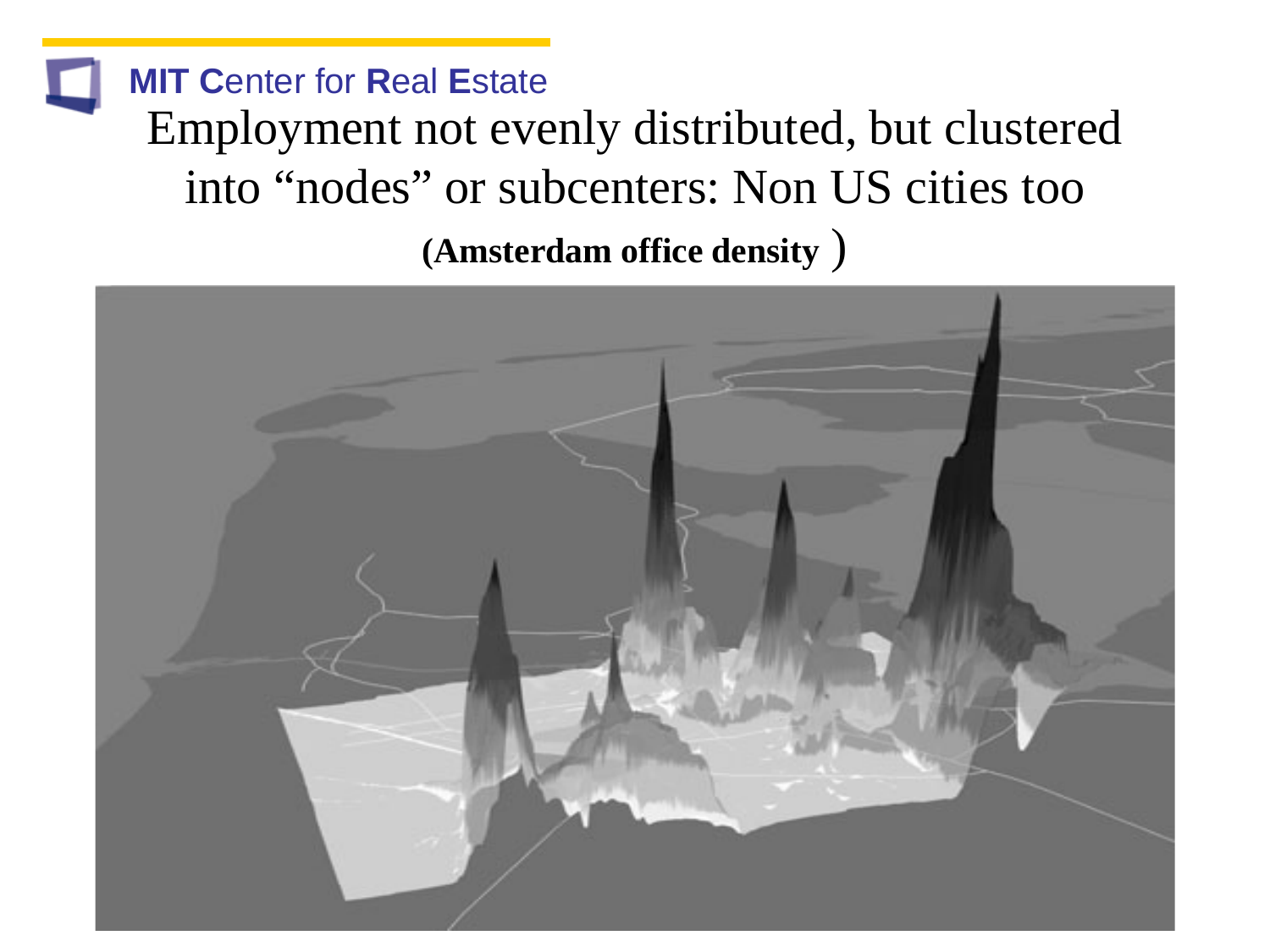# Employment not evenly distributed, but clustered into “nodes” or subcenters: Non US cities too

**(Amsterdam office density )**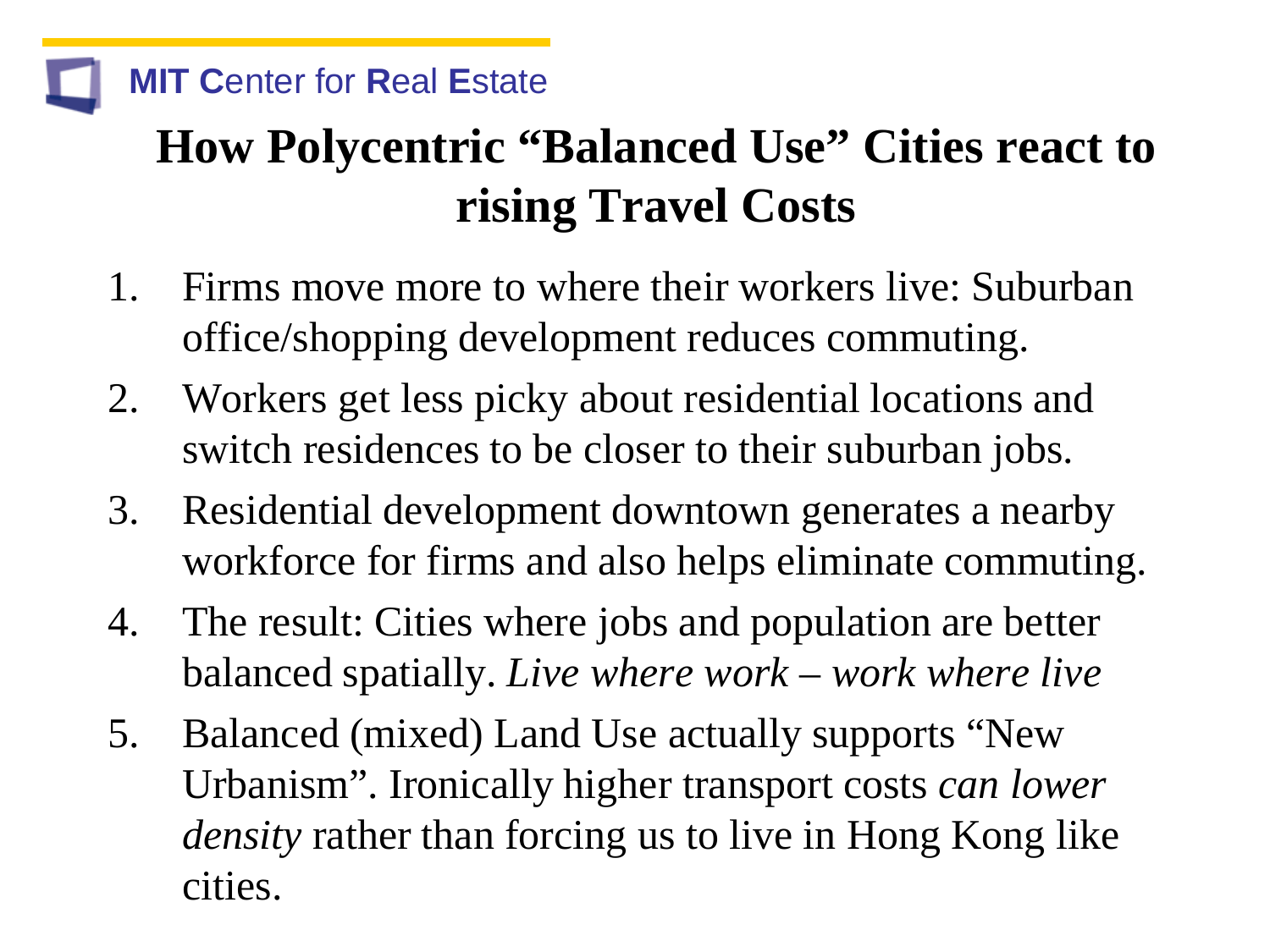# How Polycentric "Balanced Use" Cities react to rising Travel Costs

1. Firms move more to where their workers live: Suburban office/shopping development reduces commuting.
2. Workers get less picky about residential locations and switch residences to be closer to their suburban jobs.
3. Residential development downtown generates a nearby workforce for firms and also helps eliminate commuting.
4. The result: Cities where jobs and population are better balanced spatially. *Live where work – work where live*
5. Balanced (mixed) Land Use actually supports "New Urbanism". Ironically higher transport costs *can lower density* rather than forcing us to live in Hong Kong like cities.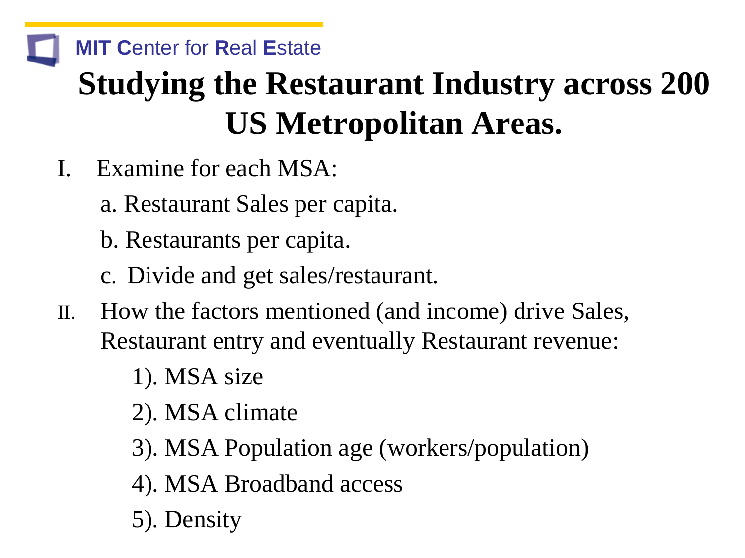# Studying the Restaurant Industry across 200 US Metropolitan Areas.

I. Examine for each MSA:

   a. Restaurant Sales per capita.

   b. Restaurants per capita.

   c. Divide and get sales/restaurant.

II. How the factors mentioned (and income) drive Sales, Restaurant entry and eventually Restaurant revenue:

   1). MSA size

   2). MSA climate

   3). MSA Population age (workers/population)

   4). MSA Broadband access

   5). Density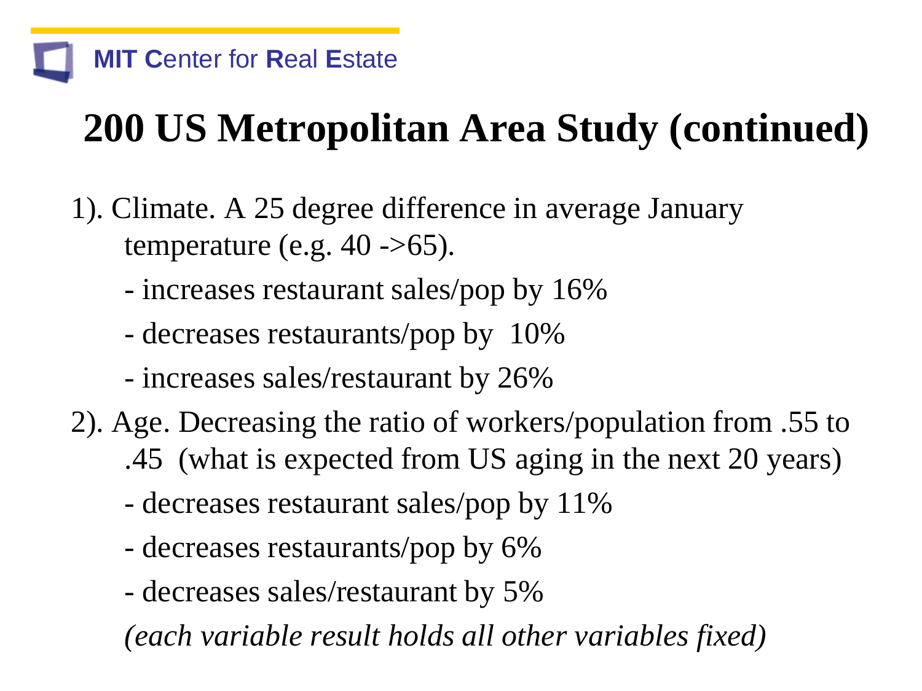# 200 US Metropolitan Area Study (continued)

1). Climate. A 25 degree difference in average January temperature (e.g. 40 ->65).

- increases restaurant sales/pop by 16%
- decreases restaurants/pop by 10%
- increases sales/restaurant by 26%

2). Age. Decreasing the ratio of workers/population from .55 to .45 (what is expected from US aging in the next 20 years)

- decreases restaurant sales/pop by 11%
- decreases restaurants/pop by 6%
- decreases sales/restaurant by 5%

*(each variable result holds all other variables fixed)*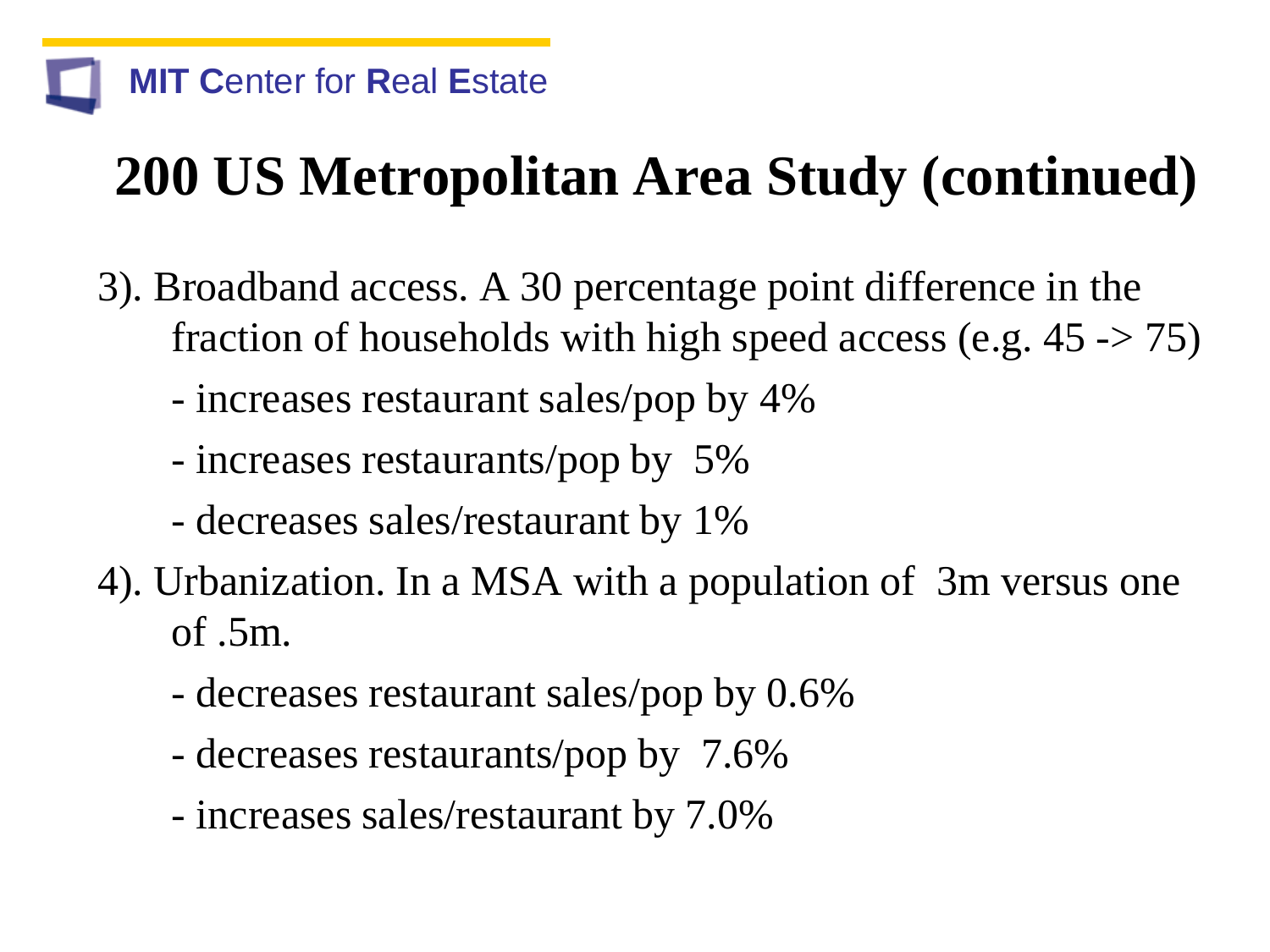# 200 US Metropolitan Area Study (continued)

3). Broadband access. A 30 percentage point difference in the fraction of households with high speed access (e.g. 45 -> 75)

- increases restaurant sales/pop by 4%
- increases restaurants/pop by 5%
- decreases sales/restaurant by 1%

4). Urbanization. In a MSA with a population of 3m versus one of .5m.

- decreases restaurant sales/pop by 0.6%
- decreases restaurants/pop by 7.6%
- increases sales/restaurant by 7.0%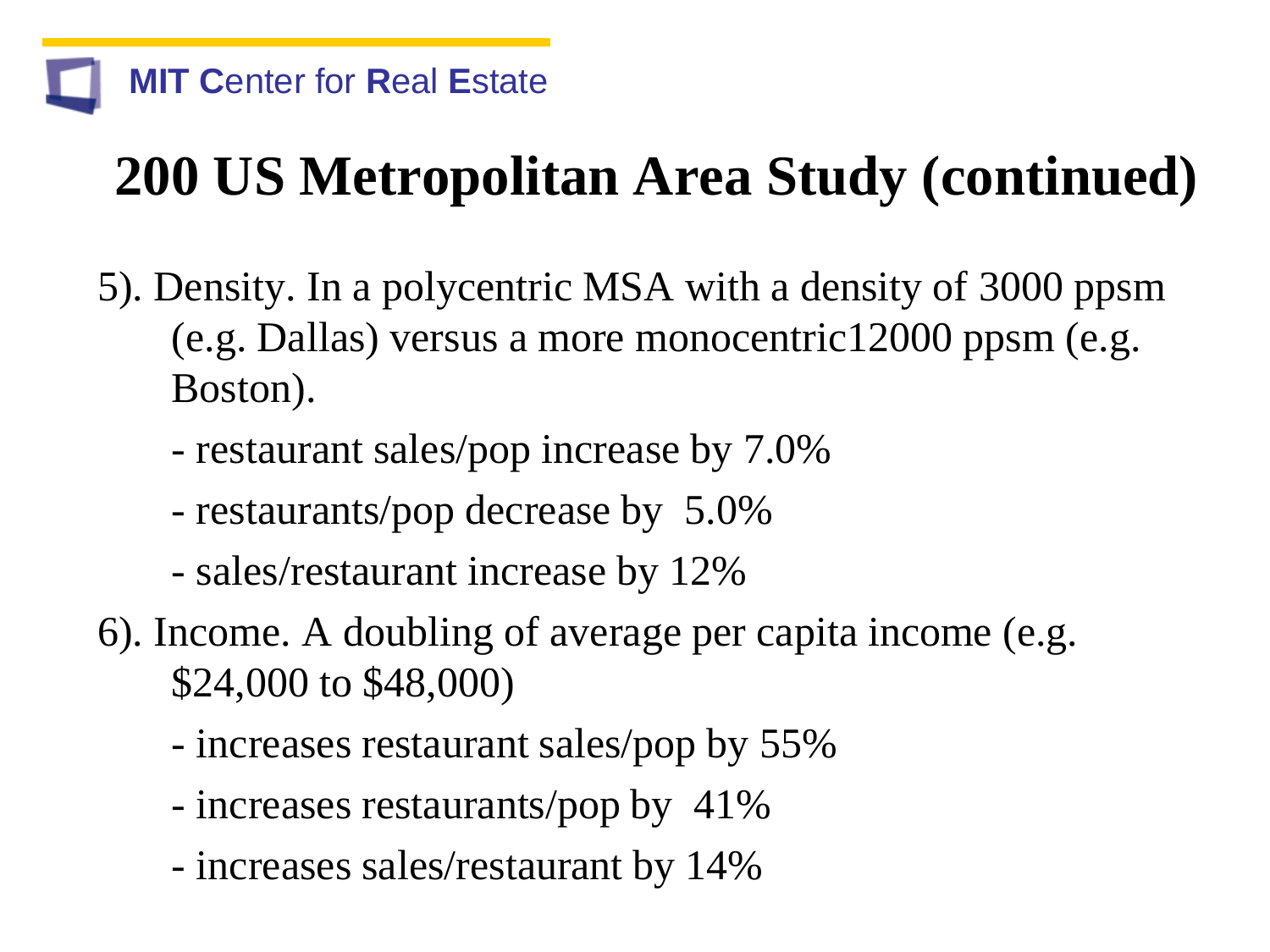# 200 US Metropolitan Area Study (continued)

5). Density. In a polycentric MSA with a density of 3000 ppsm (e.g. Dallas) versus a more monocentric12000 ppsm (e.g. Boston).

- restaurant sales/pop increase by 7.0%
- restaurants/pop decrease by 5.0%
- sales/restaurant increase by 12%

6). Income. A doubling of average per capita income (e.g. $24,000 to $48,000)

- increases restaurant sales/pop by 55%
- increases restaurants/pop by 41%
- increases sales/restaurant by 14%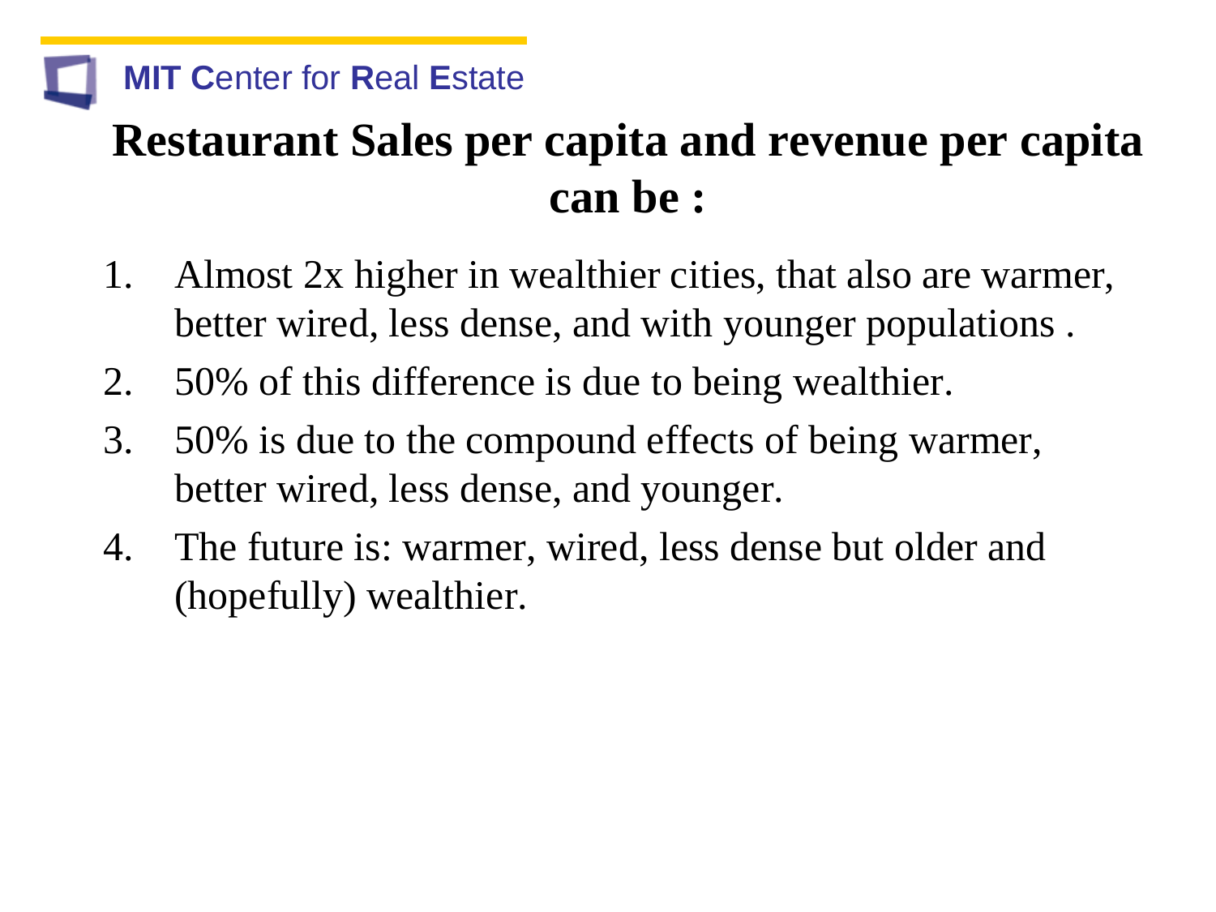# Restaurant Sales per capita and revenue per capita can be :

1. Almost 2x higher in wealthier cities, that also are warmer, better wired, less dense, and with younger populations .
2. 50% of this difference is due to being wealthier.
3. 50% is due to the compound effects of being warmer, better wired, less dense, and younger.
4. The future is: warmer, wired, less dense but older and (hopefully) wealthier.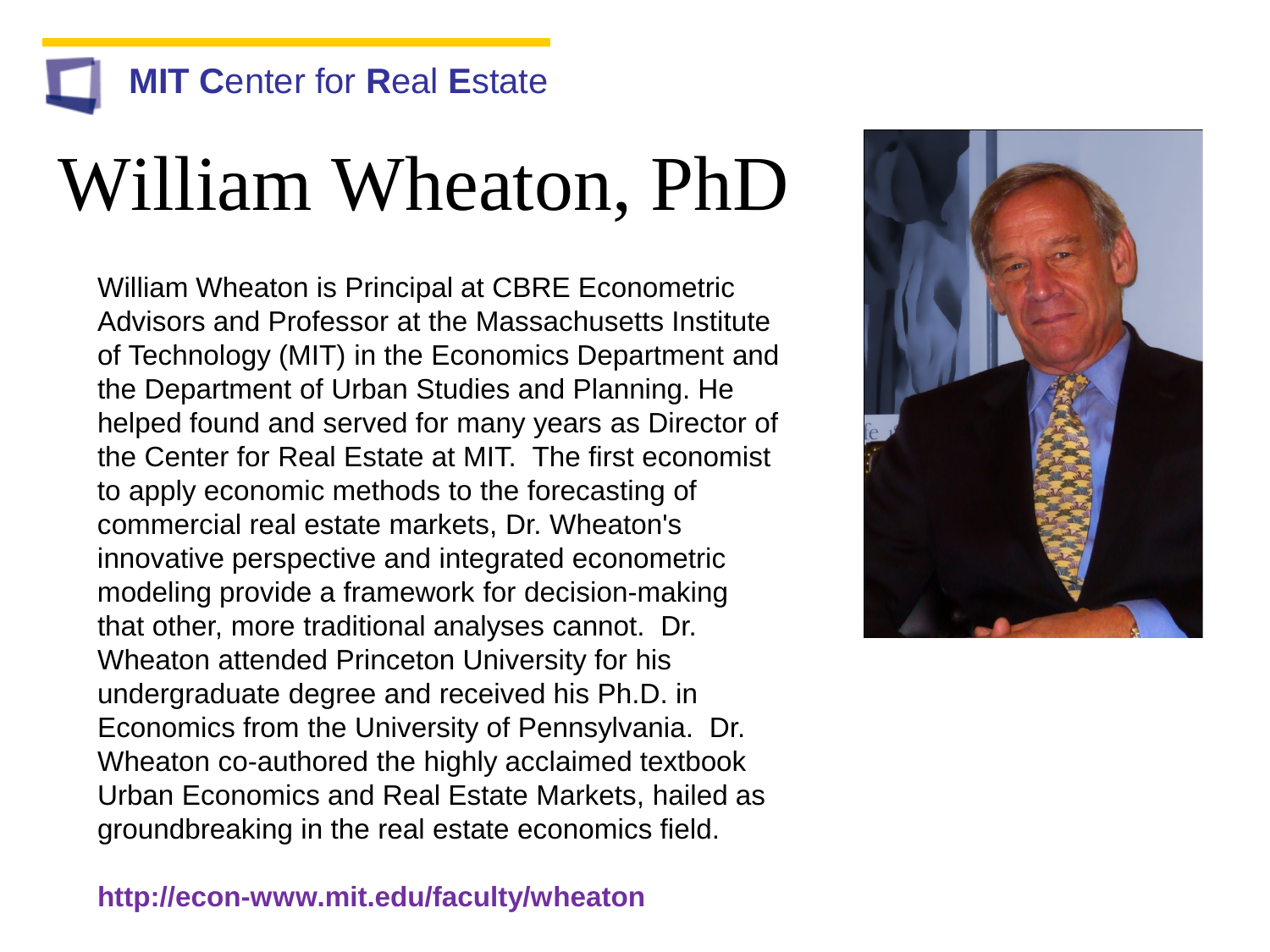MIT Center for Real Estate

# William Wheaton, PhD

William Wheaton is Principal at CBRE Econometric Advisors and Professor at the Massachusetts Institute of Technology (MIT) in the Economics Department and the Department of Urban Studies and Planning. He helped found and served for many years as Director of the Center for Real Estate at MIT. The first economist to apply economic methods to the forecasting of commercial real estate markets, Dr. Wheaton's innovative perspective and integrated econometric modeling provide a framework for decision-making that other, more traditional analyses cannot. Dr. Wheaton attended Princeton University for his undergraduate degree and received his Ph.D. in Economics from the University of Pennsylvania. Dr. Wheaton co-authored the highly acclaimed textbook Urban Economics and Real Estate Markets, hailed as groundbreaking in the real estate economics field.

**http://econ-www.mit.edu/faculty/wheaton**